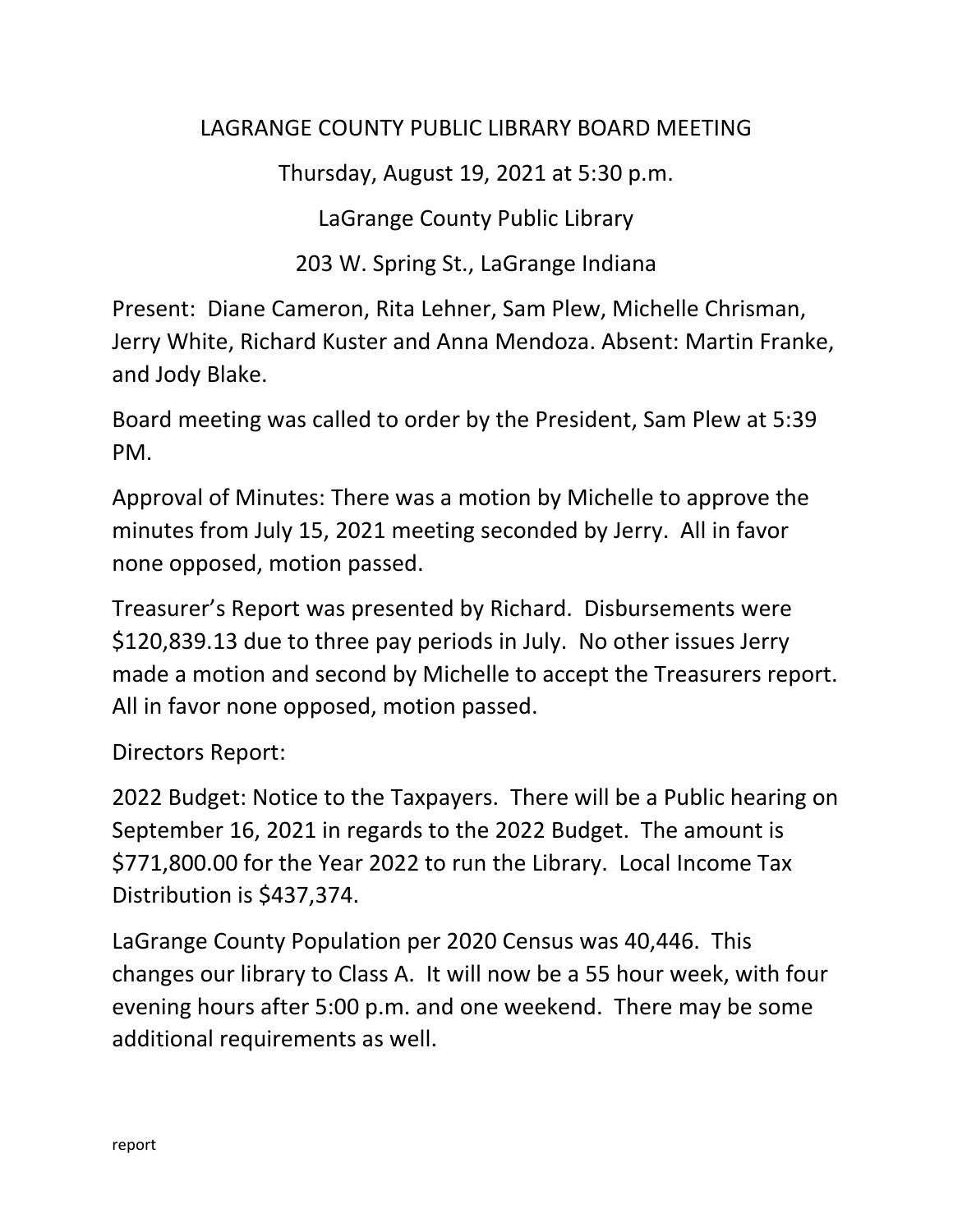# LAGRANGE COUNTY PUBLIC LIBRARY BOARD MEETING

Thursday, August 19, 2021 at 5:30 p.m.

LaGrange County Public Library

203 W. Spring St., LaGrange Indiana

Present: Diane Cameron, Rita Lehner, Sam Plew, Michelle Chrisman, Jerry White, Richard Kuster and Anna Mendoza. Absent: Martin Franke, and Jody Blake.

Board meeting was called to order by the President, Sam Plew at 5:39 PM.

Approval of Minutes: There was a motion by Michelle to approve the minutes from July 15, 2021 meeting seconded by Jerry. All in favor none opposed, motion passed.

Treasurer's Report was presented by Richard. Disbursements were $120,839.13 due to three pay periods in July. No other issues Jerry made a motion and second by Michelle to accept the Treasurers report. All in favor none opposed, motion passed.

Directors Report:

2022 Budget: Notice to the Taxpayers. There will be a Public hearing on September 16, 2021 in regards to the 2022 Budget. The amount is $771,800.00 for the Year 2022 to run the Library. Local Income Tax Distribution is $437,374.

LaGrange County Population per 2020 Census was 40,446. This changes our library to Class A. It will now be a 55 hour week, with four evening hours after 5:00 p.m. and one weekend. There may be some additional requirements as well.

report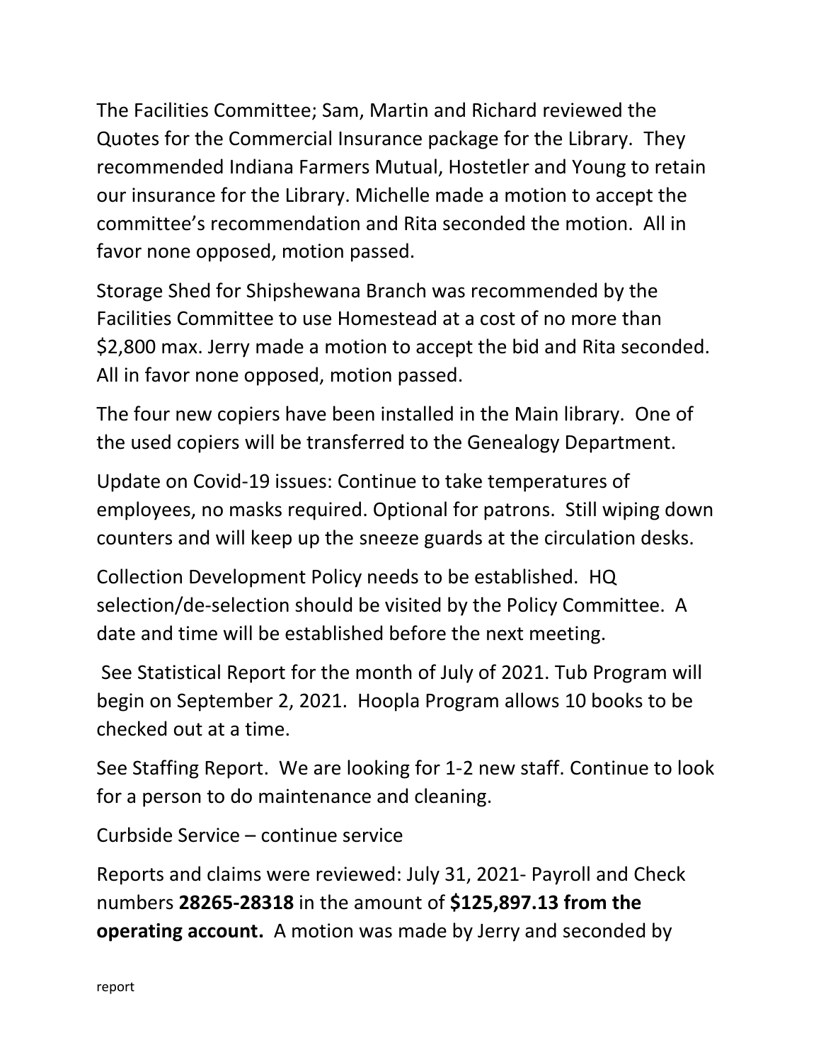The Facilities Committee; Sam, Martin and Richard reviewed the Quotes for the Commercial Insurance package for the Library. They recommended Indiana Farmers Mutual, Hostetler and Young to retain our insurance for the Library. Michelle made a motion to accept the committee's recommendation and Rita seconded the motion. All in favor none opposed, motion passed.

Storage Shed for Shipshewana Branch was recommended by the Facilities Committee to use Homestead at a cost of no more than $2,800 max. Jerry made a motion to accept the bid and Rita seconded. All in favor none opposed, motion passed.

The four new copiers have been installed in the Main library. One of the used copiers will be transferred to the Genealogy Department.

Update on Covid-19 issues: Continue to take temperatures of employees, no masks required. Optional for patrons. Still wiping down counters and will keep up the sneeze guards at the circulation desks.

Collection Development Policy needs to be established. HQ selection/de-selection should be visited by the Policy Committee. A date and time will be established before the next meeting.

See Statistical Report for the month of July of 2021. Tub Program will begin on September 2, 2021. Hoopla Program allows 10 books to be checked out at a time.

See Staffing Report. We are looking for 1-2 new staff. Continue to look for a person to do maintenance and cleaning.

Curbside Service – continue service

Reports and claims were reviewed: July 31, 2021- Payroll and Check numbers **28265-28318** in the amount of **$125,897.13 from the operating account.** A motion was made by Jerry and seconded by

report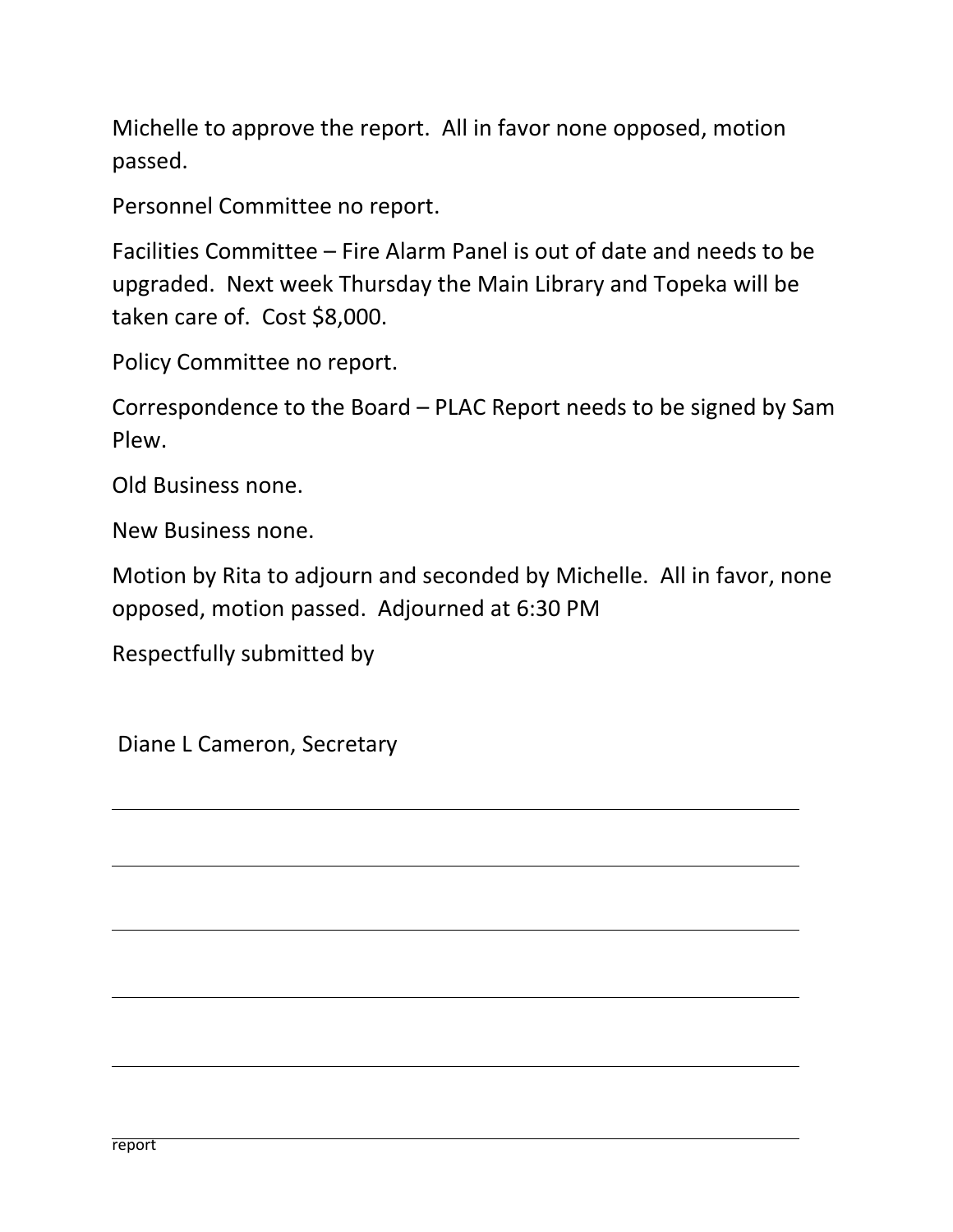Michelle to approve the report. All in favor none opposed, motion passed.

Personnel Committee no report.

Facilities Committee – Fire Alarm Panel is out of date and needs to be upgraded. Next week Thursday the Main Library and Topeka will be taken care of. Cost $8,000.

Policy Committee no report.

Correspondence to the Board – PLAC Report needs to be signed by Sam Plew.

Old Business none.

New Business none.

Motion by Rita to adjourn and seconded by Michelle. All in favor, none opposed, motion passed. Adjourned at 6:30 PM

Respectfully submitted by

Diane L Cameron, Secretary

report